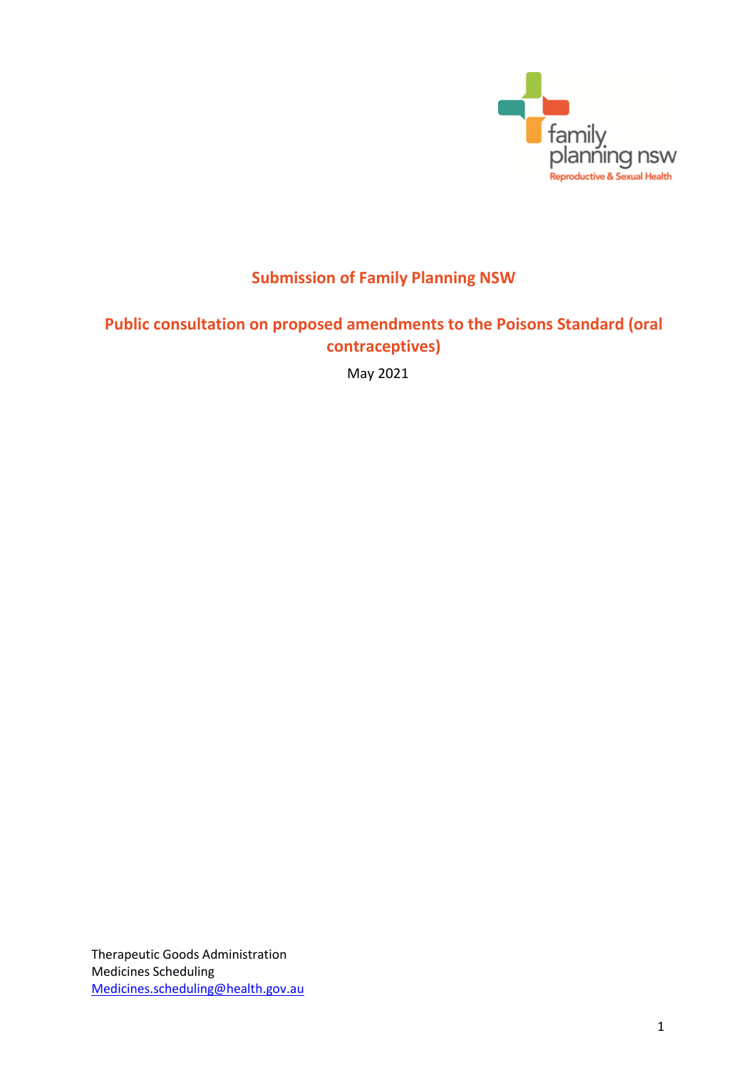family planning nsw
Reproductive & Sexual Health

# Submission of Family Planning NSW

## Public consultation on proposed amendments to the Poisons Standard (oral contraceptives)

May 2021

Therapeutic Goods Administration
Medicines Scheduling
Medicines.scheduling@health.gov.au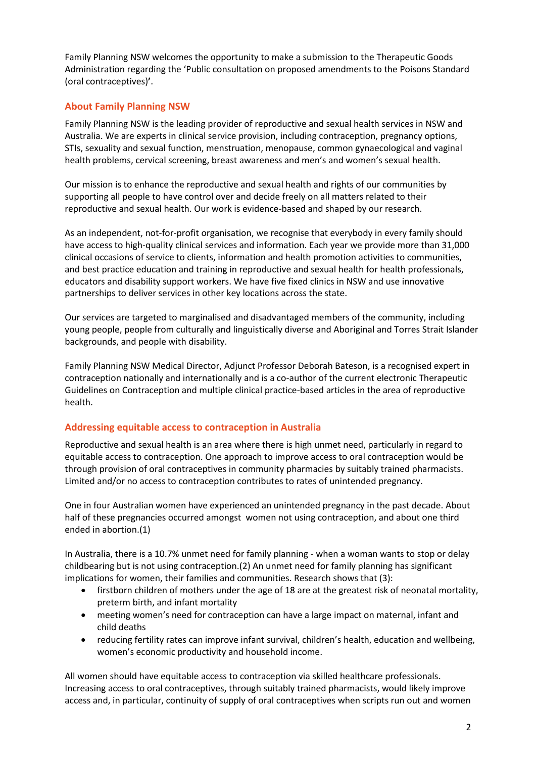Family Planning NSW welcomes the opportunity to make a submission to the Therapeutic Goods Administration regarding the 'Public consultation on proposed amendments to the Poisons Standard (oral contraceptives)'.

## About Family Planning NSW

Family Planning NSW is the leading provider of reproductive and sexual health services in NSW and Australia. We are experts in clinical service provision, including contraception, pregnancy options, STIs, sexuality and sexual function, menstruation, menopause, common gynaecological and vaginal health problems, cervical screening, breast awareness and men's and women's sexual health.

Our mission is to enhance the reproductive and sexual health and rights of our communities by supporting all people to have control over and decide freely on all matters related to their reproductive and sexual health. Our work is evidence-based and shaped by our research.

As an independent, not-for-profit organisation, we recognise that everybody in every family should have access to high-quality clinical services and information. Each year we provide more than 31,000 clinical occasions of service to clients, information and health promotion activities to communities, and best practice education and training in reproductive and sexual health for health professionals, educators and disability support workers. We have five fixed clinics in NSW and use innovative partnerships to deliver services in other key locations across the state.

Our services are targeted to marginalised and disadvantaged members of the community, including young people, people from culturally and linguistically diverse and Aboriginal and Torres Strait Islander backgrounds, and people with disability.

Family Planning NSW Medical Director, Adjunct Professor Deborah Bateson, is a recognised expert in contraception nationally and internationally and is a co-author of the current electronic Therapeutic Guidelines on Contraception and multiple clinical practice-based articles in the area of reproductive health.

## Addressing equitable access to contraception in Australia

Reproductive and sexual health is an area where there is high unmet need, particularly in regard to equitable access to contraception. One approach to improve access to oral contraception would be through provision of oral contraceptives in community pharmacies by suitably trained pharmacists. Limited and/or no access to contraception contributes to rates of unintended pregnancy.

One in four Australian women have experienced an unintended pregnancy in the past decade. About half of these pregnancies occurred amongst women not using contraception, and about one third ended in abortion.(1)

In Australia, there is a 10.7% unmet need for family planning - when a woman wants to stop or delay childbearing but is not using contraception.(2) An unmet need for family planning has significant implications for women, their families and communities. Research shows that (3):

- firstborn children of mothers under the age of 18 are at the greatest risk of neonatal mortality, preterm birth, and infant mortality
- meeting women's need for contraception can have a large impact on maternal, infant and child deaths
- reducing fertility rates can improve infant survival, children's health, education and wellbeing, women's economic productivity and household income.

All women should have equitable access to contraception via skilled healthcare professionals. Increasing access to oral contraceptives, through suitably trained pharmacists, would likely improve access and, in particular, continuity of supply of oral contraceptives when scripts run out and women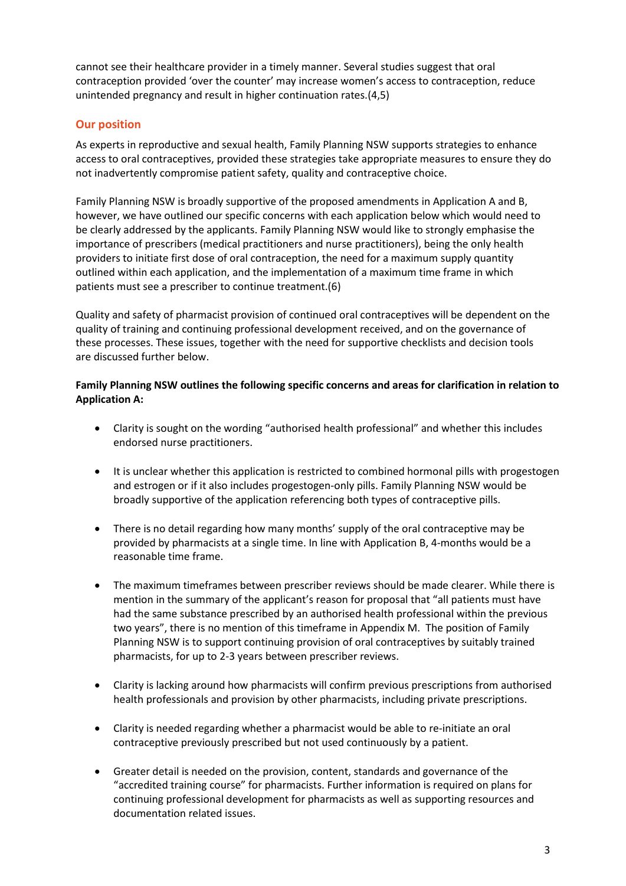cannot see their healthcare provider in a timely manner. Several studies suggest that oral contraception provided 'over the counter' may increase women's access to contraception, reduce unintended pregnancy and result in higher continuation rates.(4,5)

## Our position

As experts in reproductive and sexual health, Family Planning NSW supports strategies to enhance access to oral contraceptives, provided these strategies take appropriate measures to ensure they do not inadvertently compromise patient safety, quality and contraceptive choice.

Family Planning NSW is broadly supportive of the proposed amendments in Application A and B, however, we have outlined our specific concerns with each application below which would need to be clearly addressed by the applicants. Family Planning NSW would like to strongly emphasise the importance of prescribers (medical practitioners and nurse practitioners), being the only health providers to initiate first dose of oral contraception, the need for a maximum supply quantity outlined within each application, and the implementation of a maximum time frame in which patients must see a prescriber to continue treatment.(6)

Quality and safety of pharmacist provision of continued oral contraceptives will be dependent on the quality of training and continuing professional development received, and on the governance of these processes. These issues, together with the need for supportive checklists and decision tools are discussed further below.

**Family Planning NSW outlines the following specific concerns and areas for clarification in relation to Application A:**

- Clarity is sought on the wording "authorised health professional" and whether this includes endorsed nurse practitioners.
- It is unclear whether this application is restricted to combined hormonal pills with progestogen and estrogen or if it also includes progestogen-only pills. Family Planning NSW would be broadly supportive of the application referencing both types of contraceptive pills.
- There is no detail regarding how many months' supply of the oral contraceptive may be provided by pharmacists at a single time. In line with Application B, 4-months would be a reasonable time frame.
- The maximum timeframes between prescriber reviews should be made clearer. While there is mention in the summary of the applicant's reason for proposal that "all patients must have had the same substance prescribed by an authorised health professional within the previous two years", there is no mention of this timeframe in Appendix M. The position of Family Planning NSW is to support continuing provision of oral contraceptives by suitably trained pharmacists, for up to 2-3 years between prescriber reviews.
- Clarity is lacking around how pharmacists will confirm previous prescriptions from authorised health professionals and provision by other pharmacists, including private prescriptions.
- Clarity is needed regarding whether a pharmacist would be able to re-initiate an oral contraceptive previously prescribed but not used continuously by a patient.
- Greater detail is needed on the provision, content, standards and governance of the "accredited training course" for pharmacists. Further information is required on plans for continuing professional development for pharmacists as well as supporting resources and documentation related issues.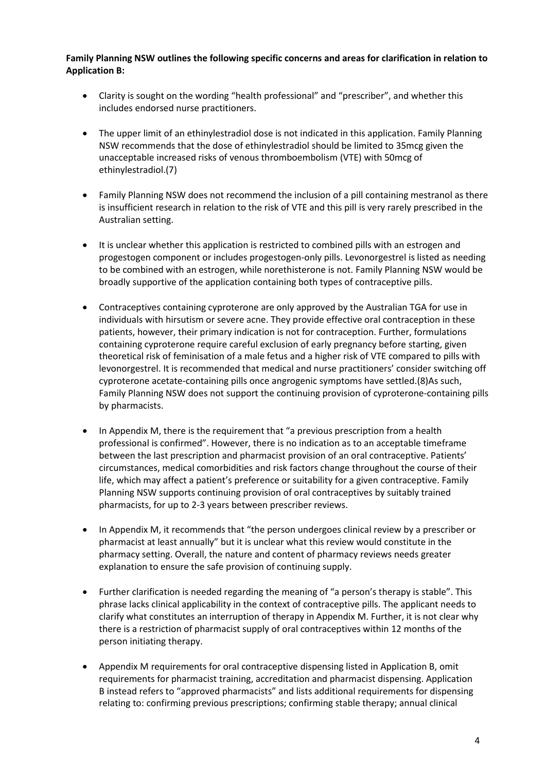**Family Planning NSW outlines the following specific concerns and areas for clarification in relation to Application B:**

- Clarity is sought on the wording "health professional" and "prescriber", and whether this includes endorsed nurse practitioners.

- The upper limit of an ethinylestradiol dose is not indicated in this application. Family Planning NSW recommends that the dose of ethinylestradiol should be limited to 35mcg given the unacceptable increased risks of venous thromboembolism (VTE) with 50mcg of ethinylestradiol.(7)

- Family Planning NSW does not recommend the inclusion of a pill containing mestranol as there is insufficient research in relation to the risk of VTE and this pill is very rarely prescribed in the Australian setting.

- It is unclear whether this application is restricted to combined pills with an estrogen and progestogen component or includes progestogen-only pills. Levonorgestrel is listed as needing to be combined with an estrogen, while norethisterone is not. Family Planning NSW would be broadly supportive of the application containing both types of contraceptive pills.

- Contraceptives containing cyproterone are only approved by the Australian TGA for use in individuals with hirsutism or severe acne. They provide effective oral contraception in these patients, however, their primary indication is not for contraception. Further, formulations containing cyproterone require careful exclusion of early pregnancy before starting, given theoretical risk of feminisation of a male fetus and a higher risk of VTE compared to pills with levonorgestrel. It is recommended that medical and nurse practitioners' consider switching off cyproterone acetate-containing pills once angrogenic symptoms have settled.(8)As such, Family Planning NSW does not support the continuing provision of cyproterone-containing pills by pharmacists.

- In Appendix M, there is the requirement that "a previous prescription from a health professional is confirmed". However, there is no indication as to an acceptable timeframe between the last prescription and pharmacist provision of an oral contraceptive. Patients' circumstances, medical comorbidities and risk factors change throughout the course of their life, which may affect a patient's preference or suitability for a given contraceptive. Family Planning NSW supports continuing provision of oral contraceptives by suitably trained pharmacists, for up to 2-3 years between prescriber reviews.

- In Appendix M, it recommends that "the person undergoes clinical review by a prescriber or pharmacist at least annually" but it is unclear what this review would constitute in the pharmacy setting. Overall, the nature and content of pharmacy reviews needs greater explanation to ensure the safe provision of continuing supply.

- Further clarification is needed regarding the meaning of "a person's therapy is stable". This phrase lacks clinical applicability in the context of contraceptive pills. The applicant needs to clarify what constitutes an interruption of therapy in Appendix M. Further, it is not clear why there is a restriction of pharmacist supply of oral contraceptives within 12 months of the person initiating therapy.

- Appendix M requirements for oral contraceptive dispensing listed in Application B, omit requirements for pharmacist training, accreditation and pharmacist dispensing. Application B instead refers to "approved pharmacists" and lists additional requirements for dispensing relating to: confirming previous prescriptions; confirming stable therapy; annual clinical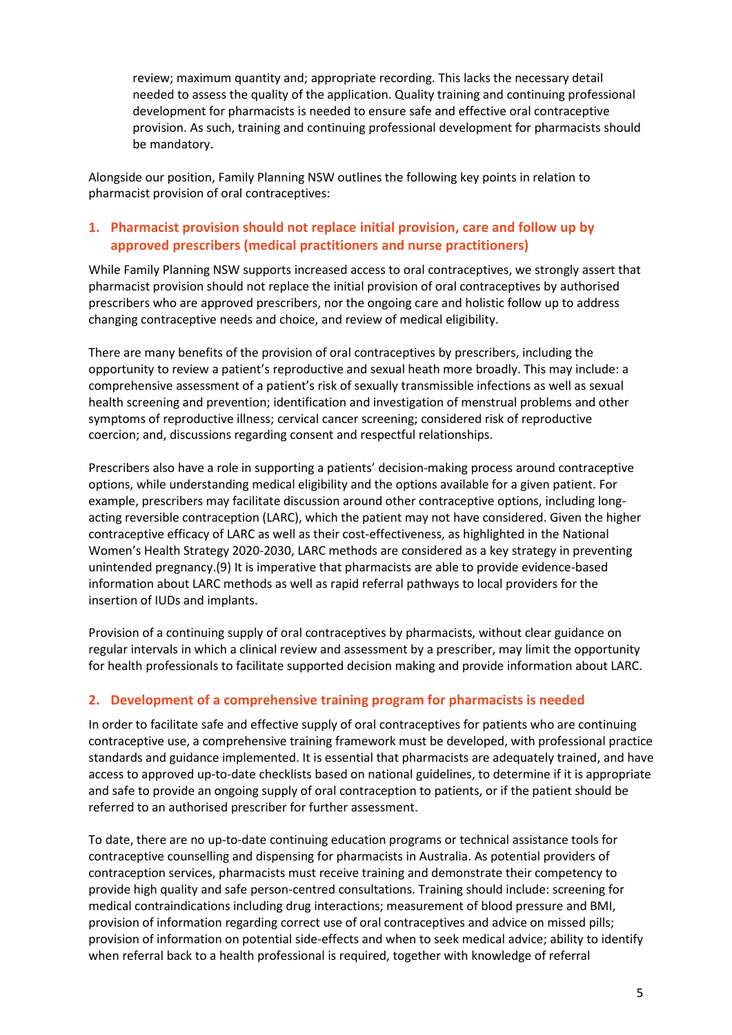review; maximum quantity and; appropriate recording. This lacks the necessary detail needed to assess the quality of the application. Quality training and continuing professional development for pharmacists is needed to ensure safe and effective oral contraceptive provision. As such, training and continuing professional development for pharmacists should be mandatory.

Alongside our position, Family Planning NSW outlines the following key points in relation to pharmacist provision of oral contraceptives:

## 1. Pharmacist provision should not replace initial provision, care and follow up by approved prescribers (medical practitioners and nurse practitioners)

While Family Planning NSW supports increased access to oral contraceptives, we strongly assert that pharmacist provision should not replace the initial provision of oral contraceptives by authorised prescribers who are approved prescribers, nor the ongoing care and holistic follow up to address changing contraceptive needs and choice, and review of medical eligibility.

There are many benefits of the provision of oral contraceptives by prescribers, including the opportunity to review a patient's reproductive and sexual heath more broadly. This may include: a comprehensive assessment of a patient's risk of sexually transmissible infections as well as sexual health screening and prevention; identification and investigation of menstrual problems and other symptoms of reproductive illness; cervical cancer screening; considered risk of reproductive coercion; and, discussions regarding consent and respectful relationships.

Prescribers also have a role in supporting a patients' decision-making process around contraceptive options, while understanding medical eligibility and the options available for a given patient. For example, prescribers may facilitate discussion around other contraceptive options, including long-acting reversible contraception (LARC), which the patient may not have considered. Given the higher contraceptive efficacy of LARC as well as their cost-effectiveness, as highlighted in the National Women's Health Strategy 2020-2030, LARC methods are considered as a key strategy in preventing unintended pregnancy.(9) It is imperative that pharmacists are able to provide evidence-based information about LARC methods as well as rapid referral pathways to local providers for the insertion of IUDs and implants.

Provision of a continuing supply of oral contraceptives by pharmacists, without clear guidance on regular intervals in which a clinical review and assessment by a prescriber, may limit the opportunity for health professionals to facilitate supported decision making and provide information about LARC.

## 2. Development of a comprehensive training program for pharmacists is needed

In order to facilitate safe and effective supply of oral contraceptives for patients who are continuing contraceptive use, a comprehensive training framework must be developed, with professional practice standards and guidance implemented. It is essential that pharmacists are adequately trained, and have access to approved up-to-date checklists based on national guidelines, to determine if it is appropriate and safe to provide an ongoing supply of oral contraception to patients, or if the patient should be referred to an authorised prescriber for further assessment.

To date, there are no up-to-date continuing education programs or technical assistance tools for contraceptive counselling and dispensing for pharmacists in Australia. As potential providers of contraception services, pharmacists must receive training and demonstrate their competency to provide high quality and safe person-centred consultations. Training should include: screening for medical contraindications including drug interactions; measurement of blood pressure and BMI, provision of information regarding correct use of oral contraceptives and advice on missed pills; provision of information on potential side-effects and when to seek medical advice; ability to identify when referral back to a health professional is required, together with knowledge of referral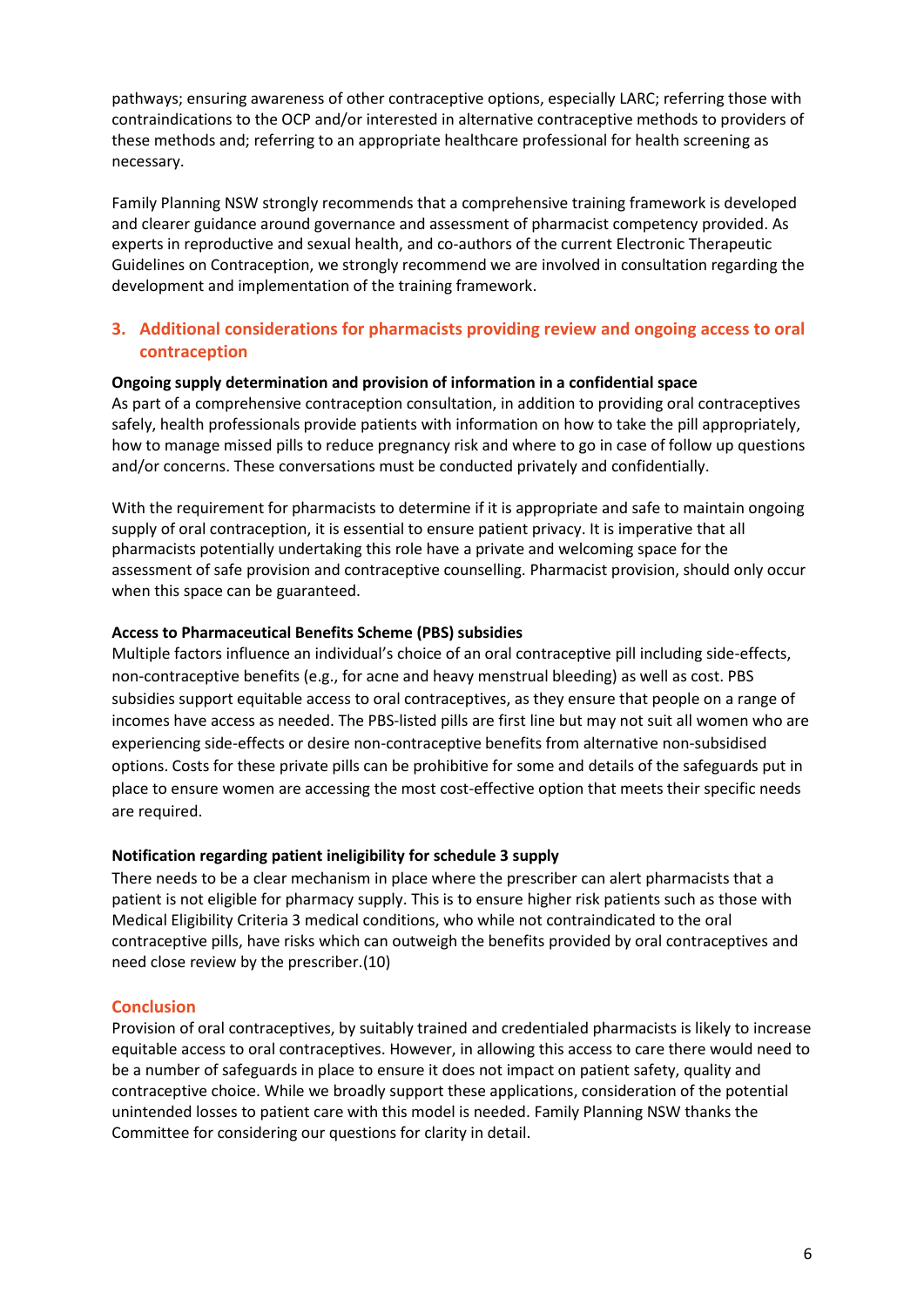pathways; ensuring awareness of other contraceptive options, especially LARC; referring those with contraindications to the OCP and/or interested in alternative contraceptive methods to providers of these methods and; referring to an appropriate healthcare professional for health screening as necessary.

Family Planning NSW strongly recommends that a comprehensive training framework is developed and clearer guidance around governance and assessment of pharmacist competency provided. As experts in reproductive and sexual health, and co-authors of the current Electronic Therapeutic Guidelines on Contraception, we strongly recommend we are involved in consultation regarding the development and implementation of the training framework.

## 3. Additional considerations for pharmacists providing review and ongoing access to oral contraception

**Ongoing supply determination and provision of information in a confidential space**

As part of a comprehensive contraception consultation, in addition to providing oral contraceptives safely, health professionals provide patients with information on how to take the pill appropriately, how to manage missed pills to reduce pregnancy risk and where to go in case of follow up questions and/or concerns. These conversations must be conducted privately and confidentially.

With the requirement for pharmacists to determine if it is appropriate and safe to maintain ongoing supply of oral contraception, it is essential to ensure patient privacy. It is imperative that all pharmacists potentially undertaking this role have a private and welcoming space for the assessment of safe provision and contraceptive counselling. Pharmacist provision, should only occur when this space can be guaranteed.

**Access to Pharmaceutical Benefits Scheme (PBS) subsidies**

Multiple factors influence an individual's choice of an oral contraceptive pill including side-effects, non-contraceptive benefits (e.g., for acne and heavy menstrual bleeding) as well as cost. PBS subsidies support equitable access to oral contraceptives, as they ensure that people on a range of incomes have access as needed. The PBS-listed pills are first line but may not suit all women who are experiencing side-effects or desire non-contraceptive benefits from alternative non-subsidised options. Costs for these private pills can be prohibitive for some and details of the safeguards put in place to ensure women are accessing the most cost-effective option that meets their specific needs are required.

**Notification regarding patient ineligibility for schedule 3 supply**

There needs to be a clear mechanism in place where the prescriber can alert pharmacists that a patient is not eligible for pharmacy supply. This is to ensure higher risk patients such as those with Medical Eligibility Criteria 3 medical conditions, who while not contraindicated to the oral contraceptive pills, have risks which can outweigh the benefits provided by oral contraceptives and need close review by the prescriber.(10)

## Conclusion

Provision of oral contraceptives, by suitably trained and credentialed pharmacists is likely to increase equitable access to oral contraceptives. However, in allowing this access to care there would need to be a number of safeguards in place to ensure it does not impact on patient safety, quality and contraceptive choice. While we broadly support these applications, consideration of the potential unintended losses to patient care with this model is needed. Family Planning NSW thanks the Committee for considering our questions for clarity in detail.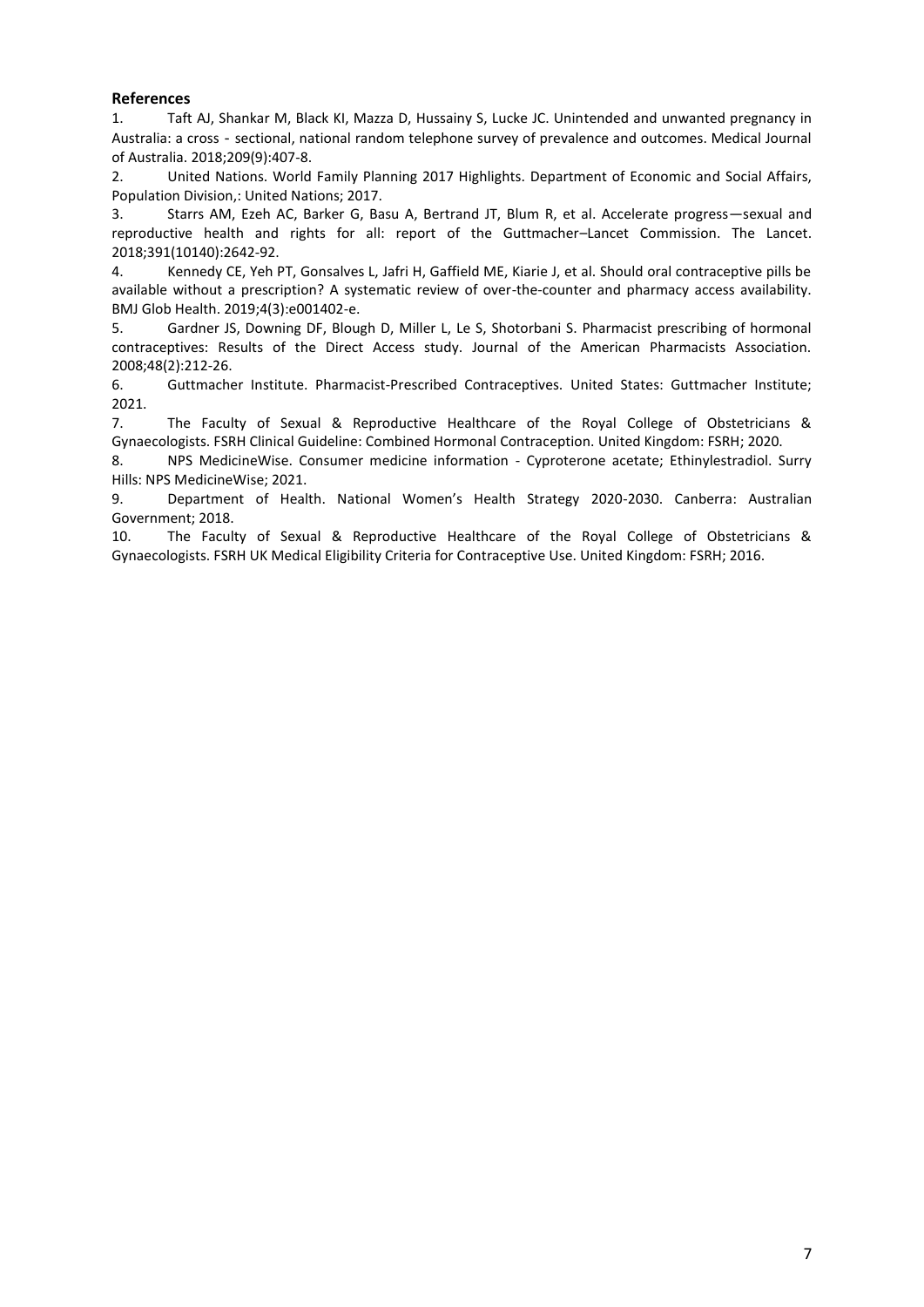## References

1. Taft AJ, Shankar M, Black KI, Mazza D, Hussainy S, Lucke JC. Unintended and unwanted pregnancy in Australia: a cross - sectional, national random telephone survey of prevalence and outcomes. Medical Journal of Australia. 2018;209(9):407-8.
2. United Nations. World Family Planning 2017 Highlights. Department of Economic and Social Affairs, Population Division,: United Nations; 2017.
3. Starrs AM, Ezeh AC, Barker G, Basu A, Bertrand JT, Blum R, et al. Accelerate progress—sexual and reproductive health and rights for all: report of the Guttmacher–Lancet Commission. The Lancet. 2018;391(10140):2642-92.
4. Kennedy CE, Yeh PT, Gonsalves L, Jafri H, Gaffield ME, Kiarie J, et al. Should oral contraceptive pills be available without a prescription? A systematic review of over-the-counter and pharmacy access availability. BMJ Glob Health. 2019;4(3):e001402-e.
5. Gardner JS, Downing DF, Blough D, Miller L, Le S, Shotorbani S. Pharmacist prescribing of hormonal contraceptives: Results of the Direct Access study. Journal of the American Pharmacists Association. 2008;48(2):212-26.
6. Guttmacher Institute. Pharmacist-Prescribed Contraceptives. United States: Guttmacher Institute; 2021.
7. The Faculty of Sexual & Reproductive Healthcare of the Royal College of Obstetricians & Gynaecologists. FSRH Clinical Guideline: Combined Hormonal Contraception. United Kingdom: FSRH; 2020.
8. NPS MedicineWise. Consumer medicine information - Cyproterone acetate; Ethinylestradiol. Surry Hills: NPS MedicineWise; 2021.
9. Department of Health. National Women's Health Strategy 2020-2030. Canberra: Australian Government; 2018.
10. The Faculty of Sexual & Reproductive Healthcare of the Royal College of Obstetricians & Gynaecologists. FSRH UK Medical Eligibility Criteria for Contraceptive Use. United Kingdom: FSRH; 2016.